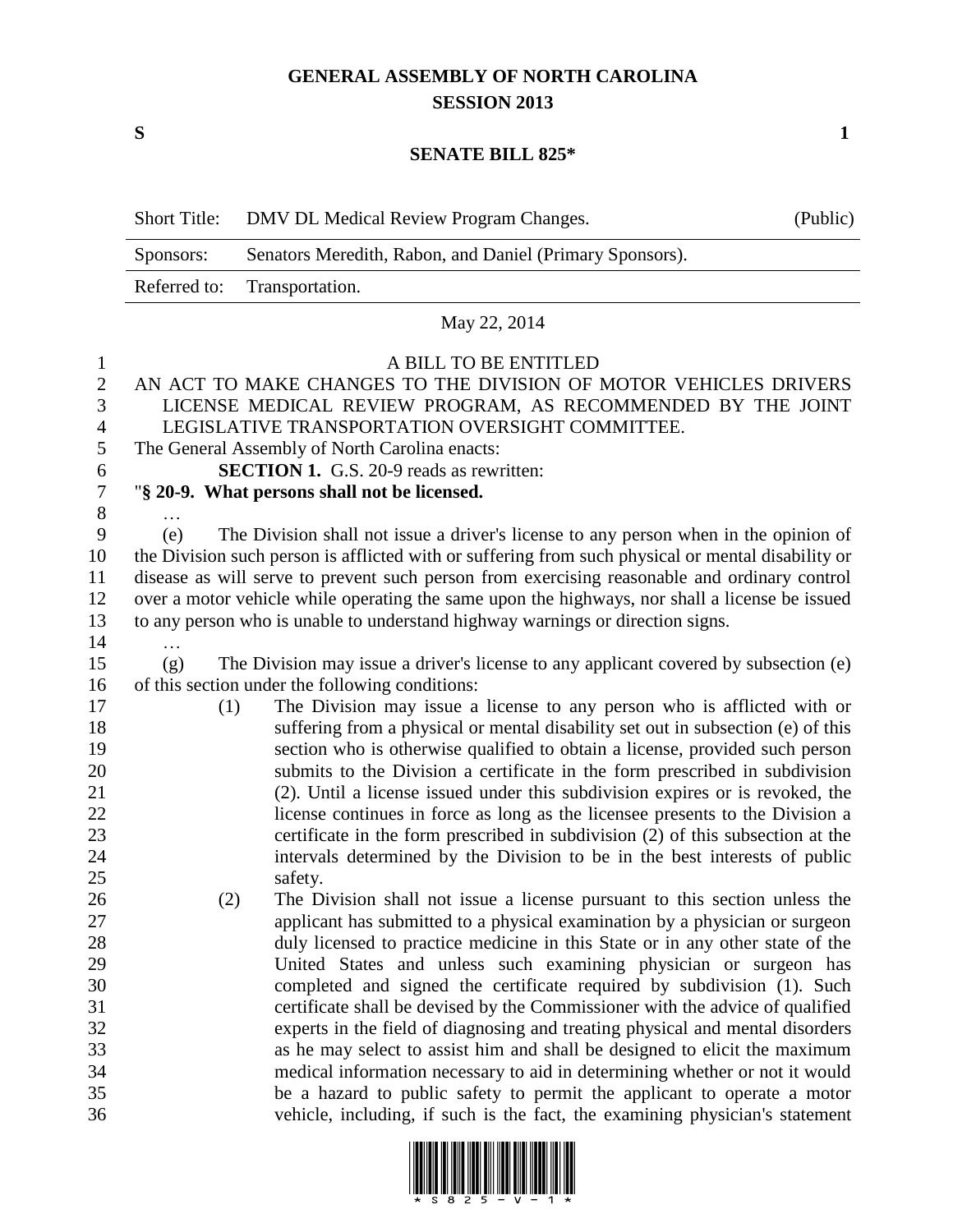# GENERAL ASSEMBLY OF NORTH CAROLINA
# SESSION 2013

**S** **1**

**SENATE BILL 825***

| Short Title: | DMV DL Medical Review Program Changes. | (Public) |
|---|---|---|
| Sponsors: | Senators Meredith, Rabon, and Daniel (Primary Sponsors). | |
| Referred to: | Transportation. | |

May 22, 2014

A BILL TO BE ENTITLED

AN ACT TO MAKE CHANGES TO THE DIVISION OF MOTOR VEHICLES DRIVERS LICENSE MEDICAL REVIEW PROGRAM, AS RECOMMENDED BY THE JOINT LEGISLATIVE TRANSPORTATION OVERSIGHT COMMITTEE.

The General Assembly of North Carolina enacts:

**SECTION 1.** G.S. 20-9 reads as rewritten:

"**§ 20-9. What persons shall not be licensed.**

…

(e) The Division shall not issue a driver's license to any person when in the opinion of the Division such person is afflicted with or suffering from such physical or mental disability or disease as will serve to prevent such person from exercising reasonable and ordinary control over a motor vehicle while operating the same upon the highways, nor shall a license be issued to any person who is unable to understand highway warnings or direction signs.

…

(g) The Division may issue a driver's license to any applicant covered by subsection (e) of this section under the following conditions:

(1) The Division may issue a license to any person who is afflicted with or suffering from a physical or mental disability set out in subsection (e) of this section who is otherwise qualified to obtain a license, provided such person submits to the Division a certificate in the form prescribed in subdivision (2). Until a license issued under this subdivision expires or is revoked, the license continues in force as long as the licensee presents to the Division a certificate in the form prescribed in subdivision (2) of this subsection at the intervals determined by the Division to be in the best interests of public safety.

(2) The Division shall not issue a license pursuant to this section unless the applicant has submitted to a physical examination by a physician or surgeon duly licensed to practice medicine in this State or in any other state of the United States and unless such examining physician or surgeon has completed and signed the certificate required by subdivision (1). Such certificate shall be devised by the Commissioner with the advice of qualified experts in the field of diagnosing and treating physical and mental disorders as he may select to assist him and shall be designed to elicit the maximum medical information necessary to aid in determining whether or not it would be a hazard to public safety to permit the applicant to operate a motor vehicle, including, if such is the fact, the examining physician's statement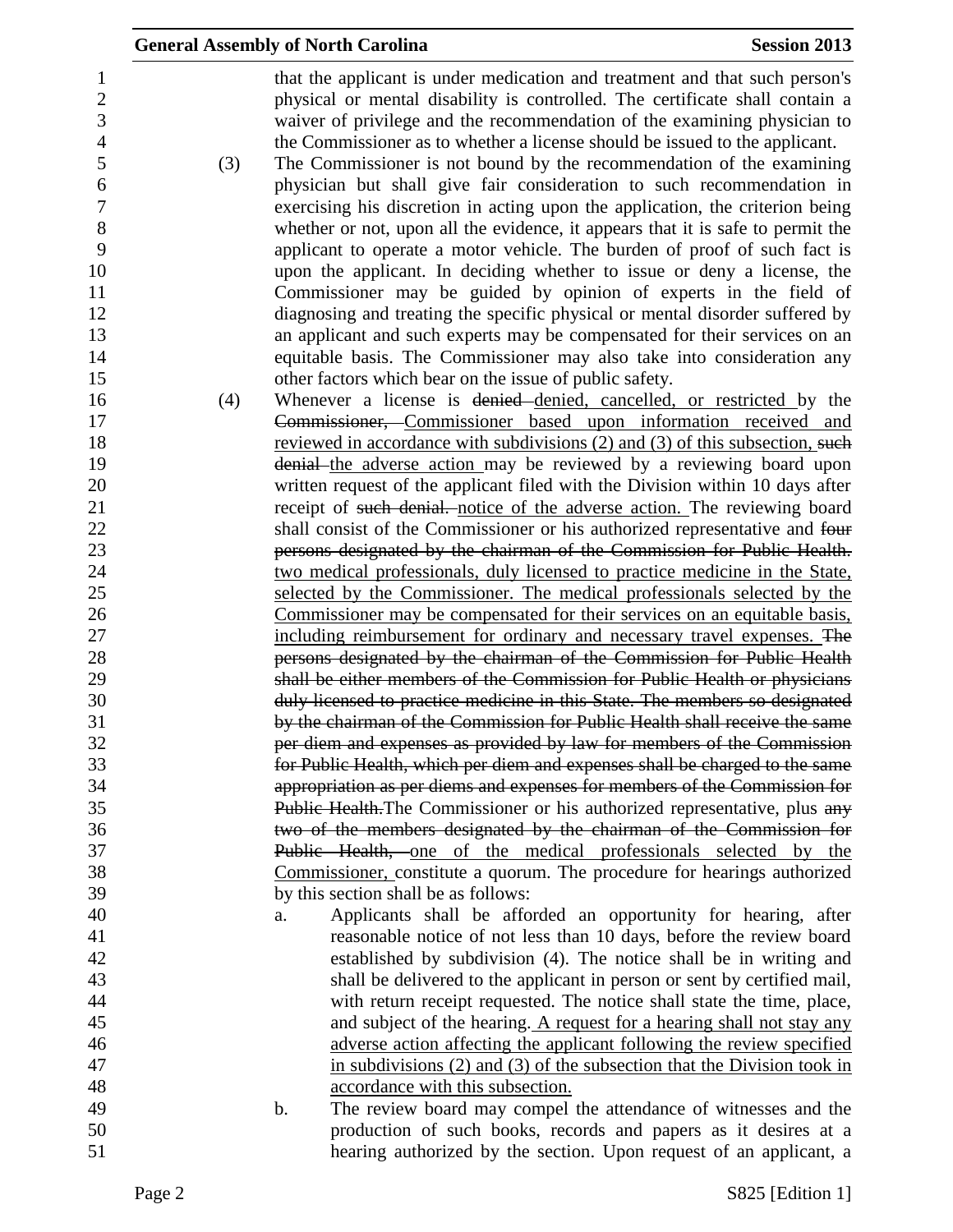that the applicant is under medication and treatment and that such person's physical or mental disability is controlled. The certificate shall contain a waiver of privilege and the recommendation of the examining physician to the Commissioner as to whether a license should be issued to the applicant.

(3) The Commissioner is not bound by the recommendation of the examining physician but shall give fair consideration to such recommendation in exercising his discretion in acting upon the application, the criterion being whether or not, upon all the evidence, it appears that it is safe to permit the applicant to operate a motor vehicle. The burden of proof of such fact is upon the applicant. In deciding whether to issue or deny a license, the Commissioner may be guided by opinion of experts in the field of diagnosing and treating the specific physical or mental disorder suffered by an applicant and such experts may be compensated for their services on an equitable basis. The Commissioner may also take into consideration any other factors which bear on the issue of public safety.

(4) Whenever a license is ~~denied~~ <u>denied, cancelled, or restricted</u> by the ~~Commissioner,~~ <u>Commissioner based upon information received and reviewed in accordance with subdivisions (2) and (3) of this subsection,</u> ~~such denial~~ <u>the adverse action</u> may be reviewed by a reviewing board upon written request of the applicant filed with the Division within 10 days after receipt of ~~such denial.~~ <u>notice of the adverse action.</u> The reviewing board shall consist of the Commissioner or his authorized representative and ~~four persons designated by the chairman of the Commission for Public Health.~~ <u>two medical professionals, duly licensed to practice medicine in the State, selected by the Commissioner. The medical professionals selected by the Commissioner may be compensated for their services on an equitable basis, including reimbursement for ordinary and necessary travel expenses.</u> ~~The persons designated by the chairman of the Commission for Public Health shall be either members of the Commission for Public Health or physicians duly licensed to practice medicine in this State. The members so designated by the chairman of the Commission for Public Health shall receive the same per diem and expenses as provided by law for members of the Commission for Public Health, which per diem and expenses shall be charged to the same appropriation as per diems and expenses for members of the Commission for Public Health.~~The Commissioner or his authorized representative, plus ~~any two of the members designated by the chairman of the Commission for Public Health,~~ <u>one of the medical professionals selected by the Commissioner,</u> constitute a quorum. The procedure for hearings authorized by this section shall be as follows:

a. Applicants shall be afforded an opportunity for hearing, after reasonable notice of not less than 10 days, before the review board established by subdivision (4). The notice shall be in writing and shall be delivered to the applicant in person or sent by certified mail, with return receipt requested. The notice shall state the time, place, and subject of the hearing. <u>A request for a hearing shall not stay any adverse action affecting the applicant following the review specified in subdivisions (2) and (3) of the subsection that the Division took in accordance with this subsection.</u>

b. The review board may compel the attendance of witnesses and the production of such books, records and papers as it desires at a hearing authorized by the section. Upon request of an applicant, a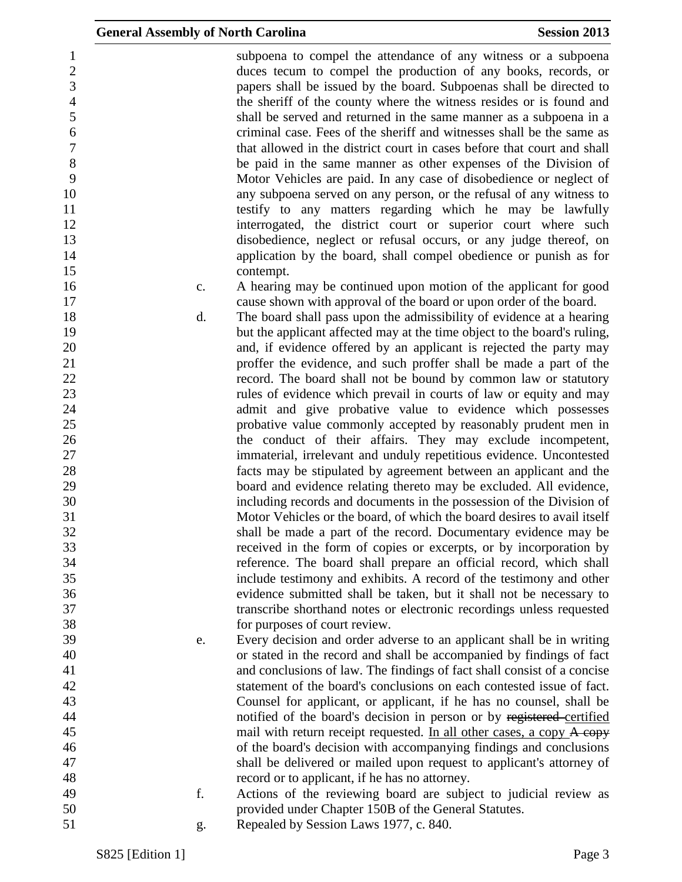subpoena to compel the attendance of any witness or a subpoena duces tecum to compel the production of any books, records, or papers shall be issued by the board. Subpoenas shall be directed to the sheriff of the county where the witness resides or is found and shall be served and returned in the same manner as a subpoena in a criminal case. Fees of the sheriff and witnesses shall be the same as that allowed in the district court in cases before that court and shall be paid in the same manner as other expenses of the Division of Motor Vehicles are paid. In any case of disobedience or neglect of any subpoena served on any person, or the refusal of any witness to testify to any matters regarding which he may be lawfully interrogated, the district court or superior court where such disobedience, neglect or refusal occurs, or any judge thereof, on application by the board, shall compel obedience or punish as for contempt.

c. A hearing may be continued upon motion of the applicant for good cause shown with approval of the board or upon order of the board.

d. The board shall pass upon the admissibility of evidence at a hearing but the applicant affected may at the time object to the board's ruling, and, if evidence offered by an applicant is rejected the party may proffer the evidence, and such proffer shall be made a part of the record. The board shall not be bound by common law or statutory rules of evidence which prevail in courts of law or equity and may admit and give probative value to evidence which possesses probative value commonly accepted by reasonably prudent men in the conduct of their affairs. They may exclude incompetent, immaterial, irrelevant and unduly repetitious evidence. Uncontested facts may be stipulated by agreement between an applicant and the board and evidence relating thereto may be excluded. All evidence, including records and documents in the possession of the Division of Motor Vehicles or the board, of which the board desires to avail itself shall be made a part of the record. Documentary evidence may be received in the form of copies or excerpts, or by incorporation by reference. The board shall prepare an official record, which shall include testimony and exhibits. A record of the testimony and other evidence submitted shall be taken, but it shall not be necessary to transcribe shorthand notes or electronic recordings unless requested for purposes of court review.

e. Every decision and order adverse to an applicant shall be in writing or stated in the record and shall be accompanied by findings of fact and conclusions of law. The findings of fact shall consist of a concise statement of the board's conclusions on each contested issue of fact. Counsel for applicant, or applicant, if he has no counsel, shall be notified of the board's decision in person or by ~~registered~~ <u>certified</u> mail with return receipt requested. <u>In all other cases, a copy</u> ~~A copy~~ of the board's decision with accompanying findings and conclusions shall be delivered or mailed upon request to applicant's attorney of record or to applicant, if he has no attorney.

f. Actions of the reviewing board are subject to judicial review as provided under Chapter 150B of the General Statutes.

g. Repealed by Session Laws 1977, c. 840.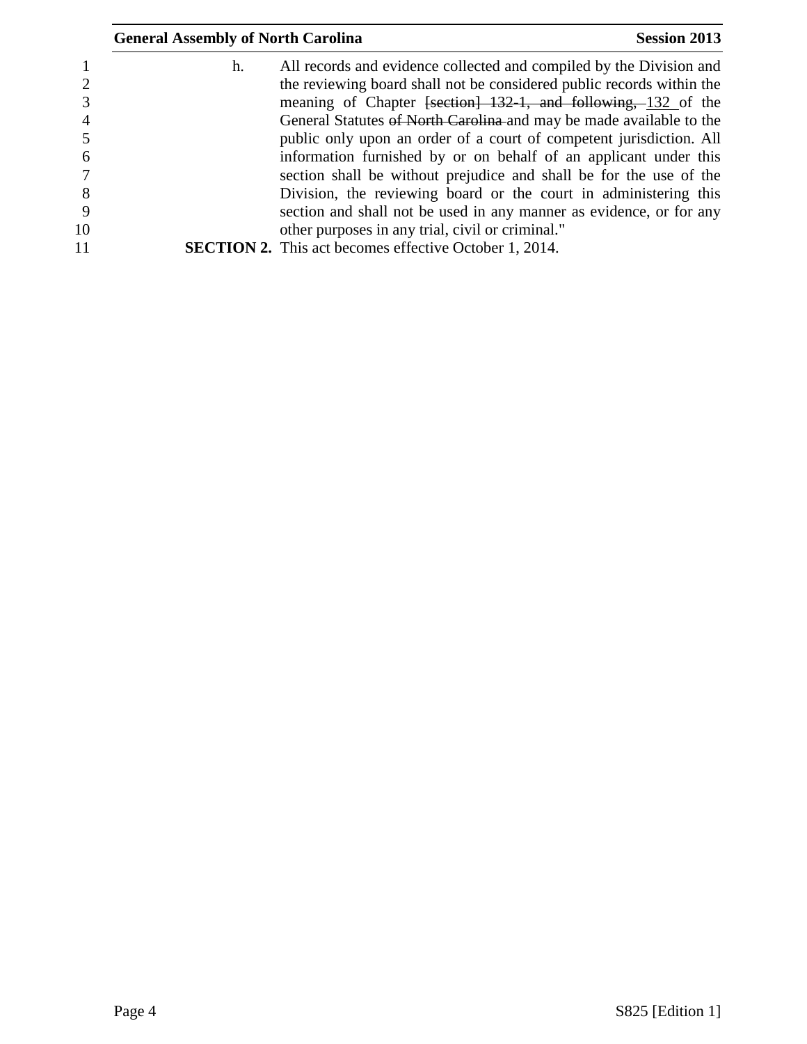h. All records and evidence collected and compiled by the Division and the reviewing board shall not be considered public records within the meaning of Chapter ~~[section] 132-1, and following,~~ 132 of the General Statutes ~~of North Carolina~~ and may be made available to the public only upon an order of a court of competent jurisdiction. All information furnished by or on behalf of an applicant under this section shall be without prejudice and shall be for the use of the Division, the reviewing board or the court in administering this section and shall not be used in any manner as evidence, or for any other purposes in any trial, civil or criminal."

**SECTION 2.** This act becomes effective October 1, 2014.